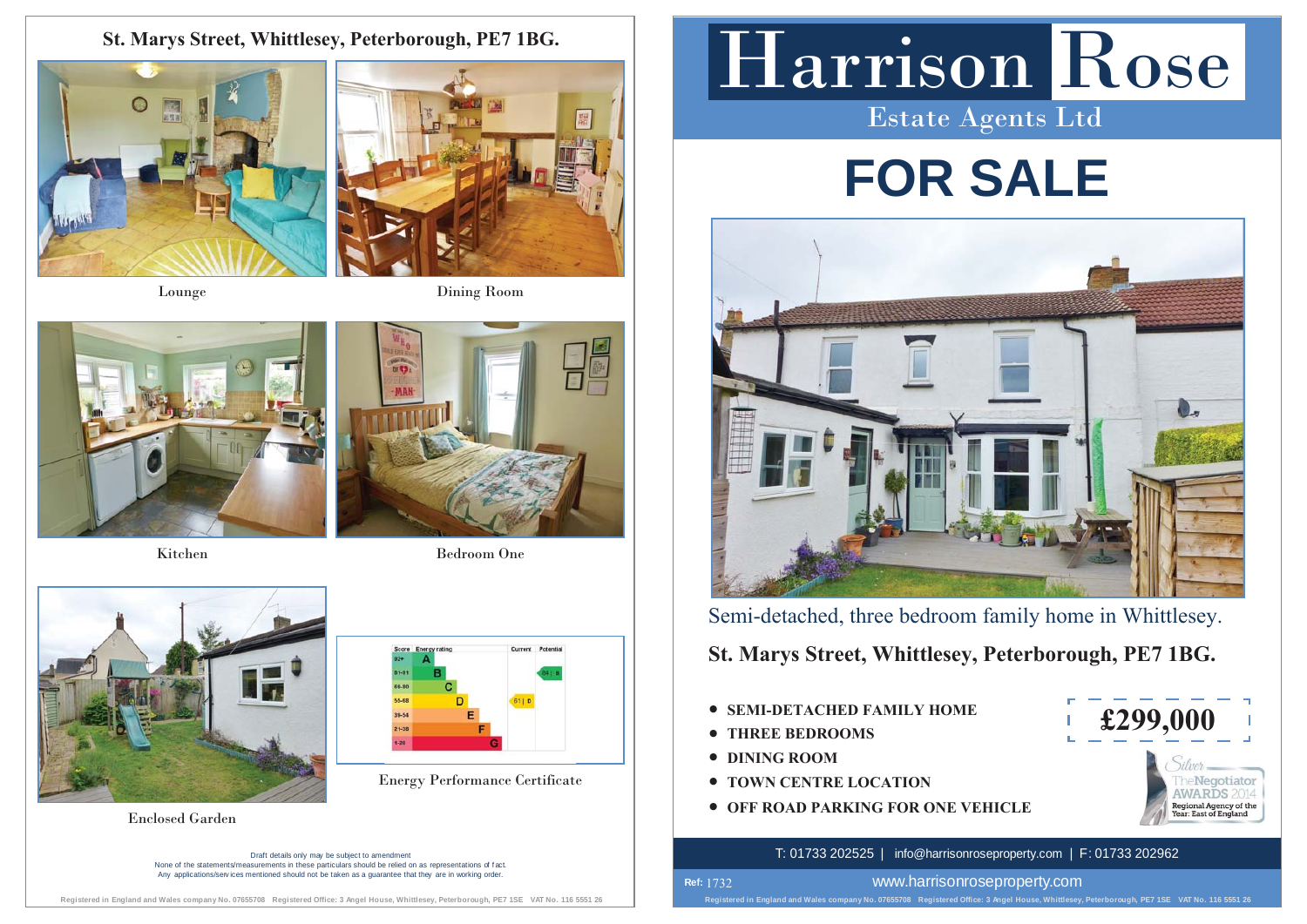# Harrison Rose

Estate Agents Ltd

# FOR SALE

Semi-detached, three bedroom family home in Whittlesey.

## St. Marys Street, Whittlesey, Peterborough, PE7 1BG.

- **SEMI-DETACHED FAMILY HOME**
- **THREE BEDROOMS**
- **DINING ROOM**
- **TOWN CENTRE LOCATION**
- **OFF ROAD PARKING FOR ONE VEHICLE**

**£299,000**

Silver – The Negotiator AWARDS 2014 – Regional Agency of the Year: East of England

T: 01733 202525 | info@harrisonroseproperty.com | F: 01733 202962

Ref: 1732

www.harrisonroseproperty.com

Registered in England and Wales company No. 07655708 Registered Office: 3 Angel House, Whittlesey, Peterborough, PE7 1SE VAT No. 116 5551 26

---

## St. Marys Street, Whittlesey, Peterborough, PE7 1BG.

Lounge

Dining Room

Kitchen

Bedroom One

Enclosed Garden

| Score | Energy rating | Current | Potential |
|---|---|---|---|
| 92+ | A | | |
| 81-91 | B | | 84 \| B |
| 69-80 | C | | |
| 55-68 | D | 61 \| D | |
| 39-54 | E | | |
| 21-38 | F | | |
| 1-20 | G | | |

Energy Performance Certificate

Draft details only may be subject to amendment
None of the statements/measurements in these particulars should be relied on as representations of fact.
Any applications/services mentioned should not be taken as a guarantee that they are in working order.

Registered in England and Wales company No. 07655708 Registered Office: 3 Angel House, Whittlesey, Peterborough, PE7 1SE VAT No. 116 5551 26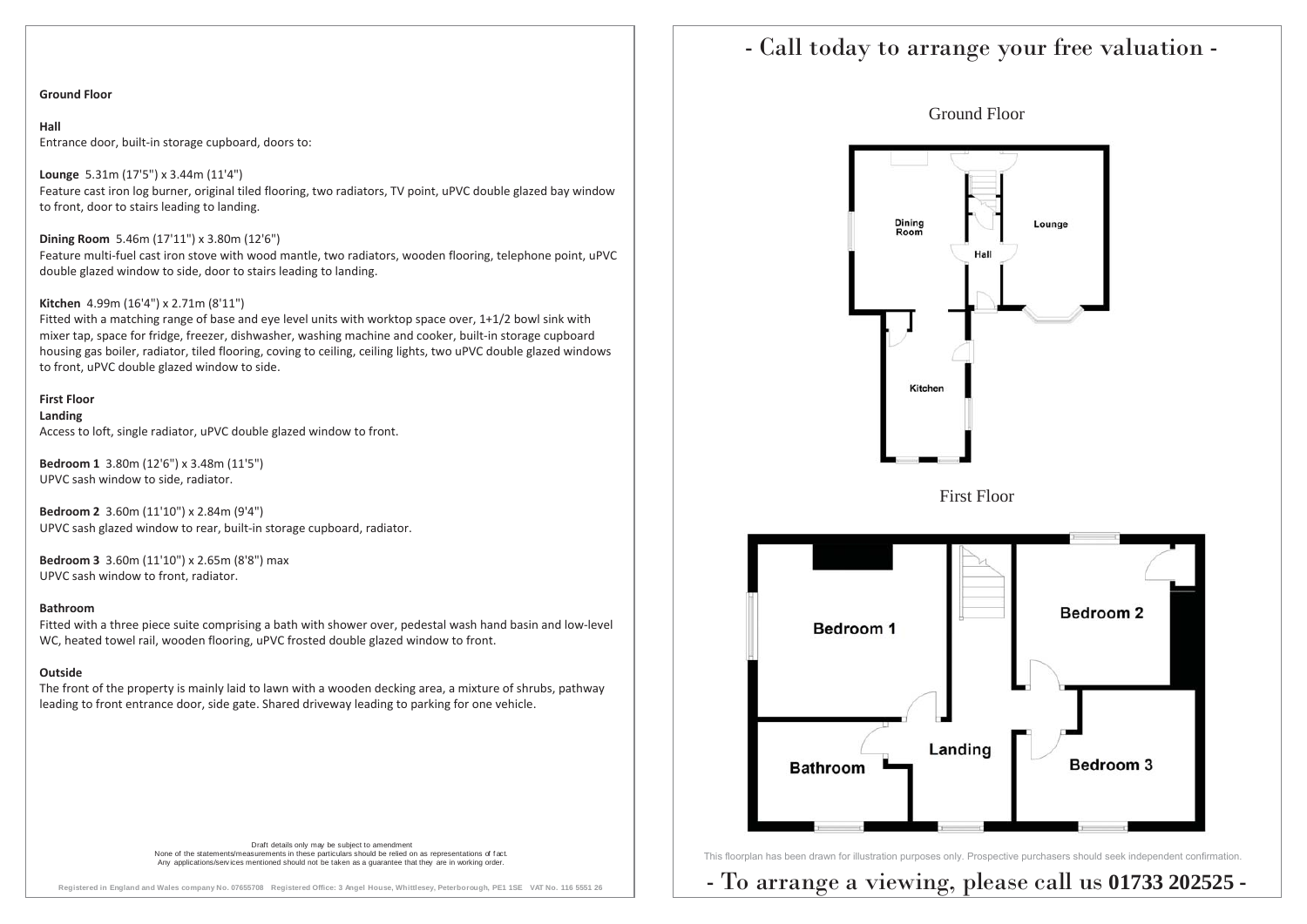## Ground Floor

**Hall**
Entrance door, built-in storage cupboard, doors to:

**Lounge** 5.31m (17'5") x 3.44m (11'4")
Feature cast iron log burner, original tiled flooring, two radiators, TV point, uPVC double glazed bay window to front, door to stairs leading to landing.

**Dining Room** 5.46m (17'11") x 3.80m (12'6")
Feature multi-fuel cast iron stove with wood mantle, two radiators, wooden flooring, telephone point, uPVC double glazed window to side, door to stairs leading to landing.

**Kitchen** 4.99m (16'4") x 2.71m (8'11")
Fitted with a matching range of base and eye level units with worktop space over, 1+1/2 bowl sink with mixer tap, space for fridge, freezer, dishwasher, washing machine and cooker, built-in storage cupboard housing gas boiler, radiator, tiled flooring, coving to ceiling, ceiling lights, two uPVC double glazed windows to front, uPVC double glazed window to side.

## First Floor

**Landing**
Access to loft, single radiator, uPVC double glazed window to front.

**Bedroom 1** 3.80m (12'6") x 3.48m (11'5")
UPVC sash window to side, radiator.

**Bedroom 2** 3.60m (11'10") x 2.84m (9'4")
UPVC sash glazed window to rear, built-in storage cupboard, radiator.

**Bedroom 3** 3.60m (11'10") x 2.65m (8'8") max
UPVC sash window to front, radiator.

**Bathroom**
Fitted with a three piece suite comprising a bath with shower over, pedestal wash hand basin and low-level WC, heated towel rail, wooden flooring, uPVC frosted double glazed window to front.

**Outside**
The front of the property is mainly laid to lawn with a wooden decking area, a mixture of shrubs, pathway leading to front entrance door, side gate. Shared driveway leading to parking for one vehicle.

Draft details only may be subject to amendment
None of the statements/measurements in these particulars should be relied on as representations of fact.
Any applications/services mentioned should not be taken as a guarantee that they are in working order.

Registered in England and Wales company No. 07655708 Registered Office: 3 Angel House, Whittlesey, Peterborough, PE1 1SE VAT No. 116 5551 26

- Call today to arrange your free valuation -

Ground Floor

Dining Room
Lounge
Hall
Kitchen

First Floor

Bedroom 1
Bedroom 2
Landing
Bathroom
Bedroom 3

This floorplan has been drawn for illustration purposes only. Prospective purchasers should seek independent confirmation.

- To arrange a viewing, please call us **01733 202525** -